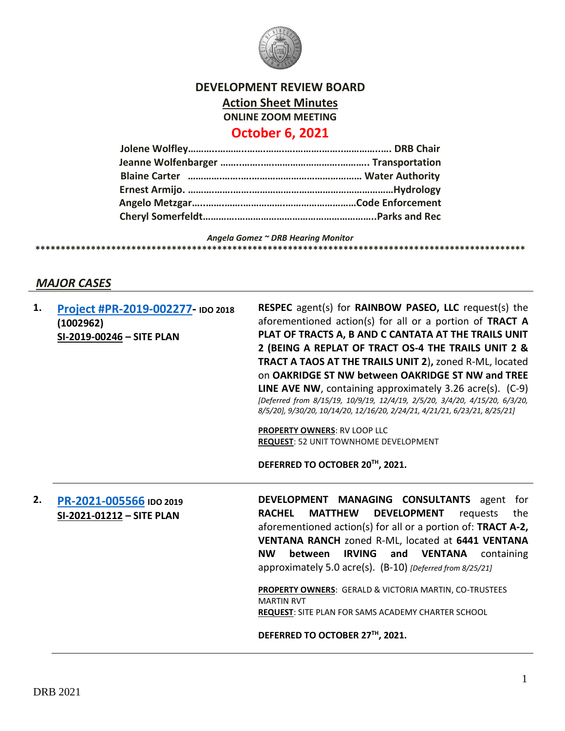# DEVELOPMENT REVIEW BOARD

## Action Sheet Minutes

**ONLINE ZOOM MEETING**

## October 6, 2021

**Jolene Wolfley……………………………………………………………. DRB Chair**
**Jeanne Wolfenbarger ……………………………………………. Transportation**
**Blaine Carter ………………………………………………… Water Authority**
**Ernest Armijo. ………………………………………………………………Hydrology**
**Angelo Metzgar…………………………………………………Code Enforcement**
**Cheryl Somerfeldt………………………………………………………..Parks and Rec**

*Angela Gomez ~ DRB Hearing Monitor*

****************************************************************************************************

## *MAJOR CASES*

**1.** **Project #PR-2019-002277- IDO 2018 (1002962)**
**SI-2019-00246 – SITE PLAN**

**RESPEC** agent(s) for **RAINBOW PASEO, LLC** request(s) the aforementioned action(s) for all or a portion of **TRACT A PLAT OF TRACTS A, B AND C CANTATA AT THE TRAILS UNIT 2 (BEING A REPLAT OF TRACT OS-4 THE TRAILS UNIT 2 & TRACT A TAOS AT THE TRAILS UNIT 2),** zoned R-ML, located on **OAKRIDGE ST NW between OAKRIDGE ST NW and TREE LINE AVE NW**, containing approximately 3.26 acre(s). (C-9) *[Deferred from 8/15/19, 10/9/19, 12/4/19, 2/5/20, 3/4/20, 4/15/20, 6/3/20, 8/5/20], 9/30/20, 10/14/20, 12/16/20, 2/24/21, 4/21/21, 6/23/21, 8/25/21]*

**PROPERTY OWNERS**: RV LOOP LLC
**REQUEST**: 52 UNIT TOWNHOME DEVELOPMENT

**DEFERRED TO OCTOBER 20TH, 2021.**

---

**2.** **PR-2021-005566 IDO 2019**
**SI-2021-01212 – SITE PLAN**

**DEVELOPMENT MANAGING CONSULTANTS** agent for **RACHEL MATTHEW DEVELOPMENT** requests the aforementioned action(s) for all or a portion of: **TRACT A-2, VENTANA RANCH** zoned R-ML, located at **6441 VENTANA NW between IRVING and VENTANA** containing approximately 5.0 acre(s). (B-10) *[Deferred from 8/25/21]*

**PROPERTY OWNERS**: GERALD & VICTORIA MARTIN, CO-TRUSTEES MARTIN RVT
**REQUEST**: SITE PLAN FOR SAMS ACADEMY CHARTER SCHOOL

**DEFERRED TO OCTOBER 27TH, 2021.**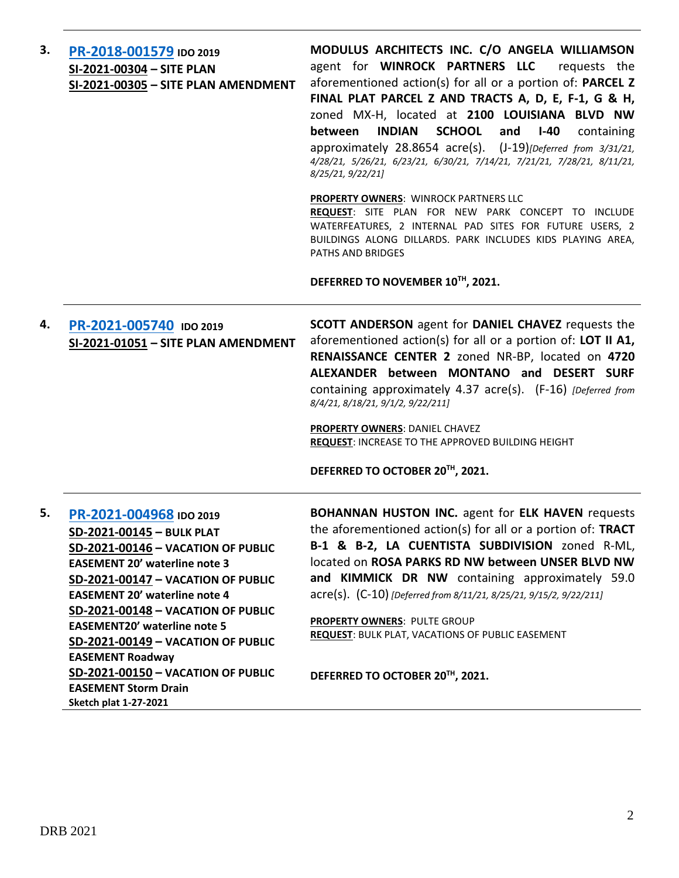3. **[PR-2018-001579](#) IDO 2019**
**SI-2021-00304 – SITE PLAN**
**SI-2021-00305 – SITE PLAN AMENDMENT**

**MODULUS ARCHITECTS INC. C/O ANGELA WILLIAMSON** agent for **WINROCK PARTNERS LLC** requests the aforementioned action(s) for all or a portion of: **PARCEL Z FINAL PLAT PARCEL Z AND TRACTS A, D, E, F-1, G & H,** zoned MX-H, located at **2100 LOUISIANA BLVD NW between INDIAN SCHOOL and I-40** containing approximately 28.8654 acre(s). (J-19)*[Deferred from 3/31/21, 4/28/21, 5/26/21, 6/23/21, 6/30/21, 7/14/21, 7/21/21, 7/28/21, 8/11/21, 8/25/21, 9/22/21]*

**PROPERTY OWNERS**: WINROCK PARTNERS LLC
**REQUEST**: SITE PLAN FOR NEW PARK CONCEPT TO INCLUDE WATERFEATURES, 2 INTERNAL PAD SITES FOR FUTURE USERS, 2 BUILDINGS ALONG DILLARDS. PARK INCLUDES KIDS PLAYING AREA, PATHS AND BRIDGES

**DEFERRED TO NOVEMBER 10TH, 2021.**

---

4. **[PR-2021-005740](#) IDO 2019**
**SI-2021-01051 – SITE PLAN AMENDMENT**

**SCOTT ANDERSON** agent for **DANIEL CHAVEZ** requests the aforementioned action(s) for all or a portion of: **LOT II A1, RENAISSANCE CENTER 2** zoned NR-BP, located on **4720 ALEXANDER between MONTANO and DESERT SURF** containing approximately 4.37 acre(s). (F-16) *[Deferred from 8/4/21, 8/18/21, 9/1/2, 9/22/211]*

**PROPERTY OWNERS**: DANIEL CHAVEZ
**REQUEST**: INCREASE TO THE APPROVED BUILDING HEIGHT

**DEFERRED TO OCTOBER 20TH, 2021.**

---

5. **[PR-2021-004968](#) IDO 2019**
**SD-2021-00145 – BULK PLAT**
**SD-2021-00146 – VACATION OF PUBLIC EASEMENT 20' waterline note 3**
**SD-2021-00147 – VACATION OF PUBLIC EASEMENT 20' waterline note 4**
**SD-2021-00148 – VACATION OF PUBLIC EASEMENT20' waterline note 5**
**SD-2021-00149 – VACATION OF PUBLIC EASEMENT Roadway**
**SD-2021-00150 – VACATION OF PUBLIC EASEMENT Storm Drain**
**Sketch plat 1-27-2021**

**BOHANNAN HUSTON INC.** agent for **ELK HAVEN** requests the aforementioned action(s) for all or a portion of: **TRACT B-1 & B-2, LA CUENTISTA SUBDIVISION** zoned R-ML, located on **ROSA PARKS RD NW between UNSER BLVD NW and KIMMICK DR NW** containing approximately 59.0 acre(s). (C-10) *[Deferred from 8/11/21, 8/25/21, 9/15/2, 9/22/211]*

**PROPERTY OWNERS**: PULTE GROUP
**REQUEST**: BULK PLAT, VACATIONS OF PUBLIC EASEMENT

**DEFERRED TO OCTOBER 20TH, 2021.**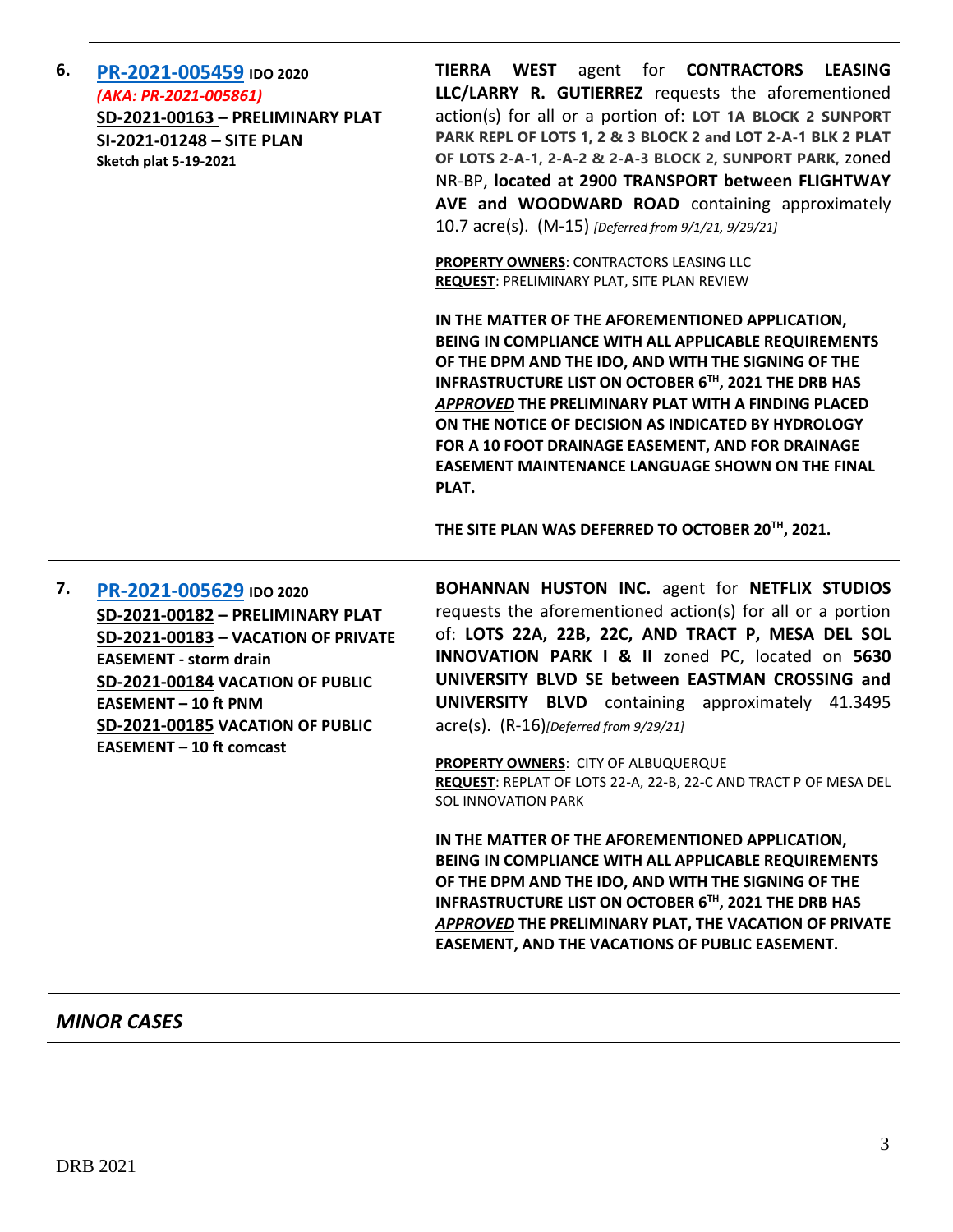**6.** **[PR-2021-005459](#)** **IDO 2020**
*(AKA: PR-2021-005861)*
**SD-2021-00163 – PRELIMINARY PLAT**
**SI-2021-01248 – SITE PLAN**
**Sketch plat 5-19-2021**

**TIERRA WEST** agent for **CONTRACTORS LEASING LLC/LARRY R. GUTIERREZ** requests the aforementioned action(s) for all or a portion of: **LOT 1A BLOCK 2 SUNPORT PARK REPL OF LOTS 1, 2 & 3 BLOCK 2 and LOT 2-A-1 BLK 2 PLAT OF LOTS 2-A-1, 2-A-2 & 2-A-3 BLOCK 2, SUNPORT PARK**, zoned NR-BP, **located at 2900 TRANSPORT between FLIGHTWAY AVE and WOODWARD ROAD** containing approximately 10.7 acre(s). (M-15) *[Deferred from 9/1/21, 9/29/21]*

**PROPERTY OWNERS**: CONTRACTORS LEASING LLC
**REQUEST**: PRELIMINARY PLAT, SITE PLAN REVIEW

**IN THE MATTER OF THE AFOREMENTIONED APPLICATION, BEING IN COMPLIANCE WITH ALL APPLICABLE REQUIREMENTS OF THE DPM AND THE IDO, AND WITH THE SIGNING OF THE INFRASTRUCTURE LIST ON OCTOBER 6TH, 2021 THE DRB HAS *APPROVED* THE PRELIMINARY PLAT WITH A FINDING PLACED ON THE NOTICE OF DECISION AS INDICATED BY HYDROLOGY FOR A 10 FOOT DRAINAGE EASEMENT, AND FOR DRAINAGE EASEMENT MAINTENANCE LANGUAGE SHOWN ON THE FINAL PLAT.**

**THE SITE PLAN WAS DEFERRED TO OCTOBER 20TH, 2021.**

---

**7.** **[PR-2021-005629](#)** **IDO 2020**
**SD-2021-00182 – PRELIMINARY PLAT**
**SD-2021-00183 – VACATION OF PRIVATE EASEMENT - storm drain**
**SD-2021-00184 VACATION OF PUBLIC EASEMENT – 10 ft PNM**
**SD-2021-00185 VACATION OF PUBLIC EASEMENT – 10 ft comcast**

**BOHANNAN HUSTON INC.** agent for **NETFLIX STUDIOS** requests the aforementioned action(s) for all or a portion of: **LOTS 22A, 22B, 22C, AND TRACT P, MESA DEL SOL INNOVATION PARK I & II** zoned PC, located on **5630 UNIVERSITY BLVD SE between EASTMAN CROSSING and UNIVERSITY BLVD** containing approximately 41.3495 acre(s). (R-16)*[Deferred from 9/29/21]*

**PROPERTY OWNERS**: CITY OF ALBUQUERQUE
**REQUEST**: REPLAT OF LOTS 22-A, 22-B, 22-C AND TRACT P OF MESA DEL SOL INNOVATION PARK

**IN THE MATTER OF THE AFOREMENTIONED APPLICATION, BEING IN COMPLIANCE WITH ALL APPLICABLE REQUIREMENTS OF THE DPM AND THE IDO, AND WITH THE SIGNING OF THE INFRASTRUCTURE LIST ON OCTOBER 6TH, 2021 THE DRB HAS *APPROVED* THE PRELIMINARY PLAT, THE VACATION OF PRIVATE EASEMENT, AND THE VACATIONS OF PUBLIC EASEMENT.**

---

## *MINOR CASES*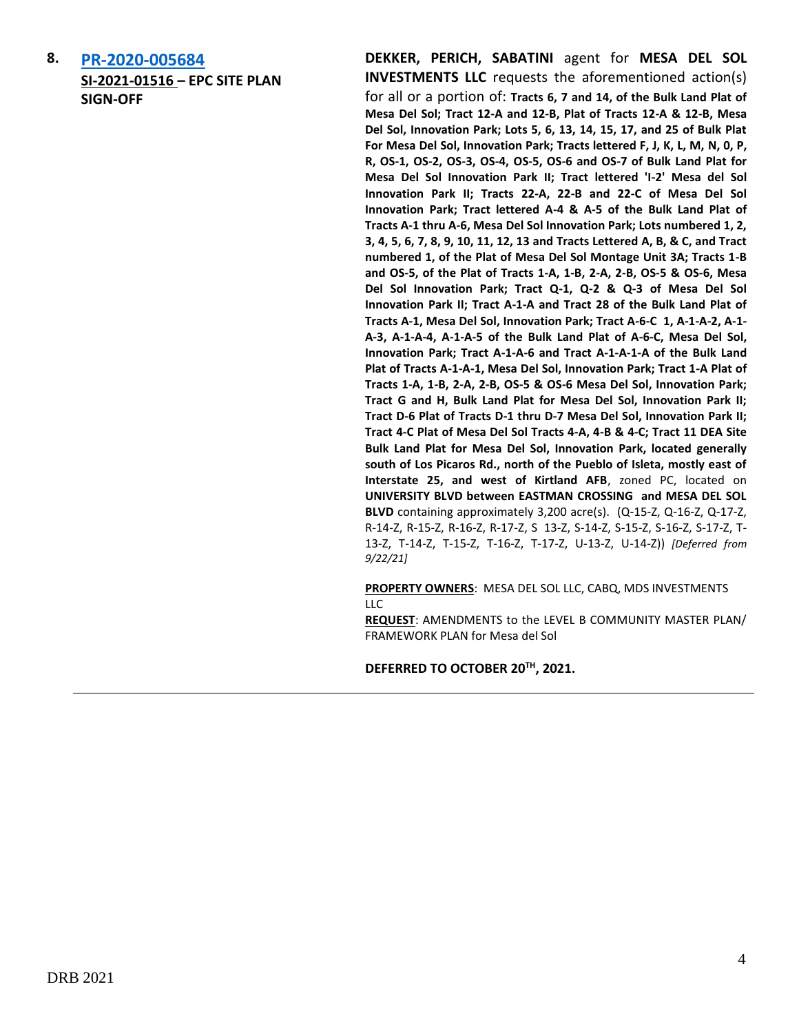**8.** **[PR-2020-005684](PR-2020-005684)**
**SI-2021-01516 – EPC SITE PLAN SIGN-OFF**

**DEKKER, PERICH, SABATINI** agent for **MESA DEL SOL INVESTMENTS LLC** requests the aforementioned action(s) for all or a portion of: **Tracts 6, 7 and 14, of the Bulk Land Plat of Mesa Del Sol; Tract 12-A and 12-B, Plat of Tracts 12-A & 12-B, Mesa Del Sol, Innovation Park; Lots 5, 6, 13, 14, 15, 17, and 25 of Bulk Plat For Mesa Del Sol, Innovation Park; Tracts lettered F, J, K, L, M, N, 0, P, R, OS-1, OS-2, OS-3, OS-4, OS-5, OS-6 and OS-7 of Bulk Land Plat for Mesa Del Sol Innovation Park II; Tract lettered 'I-2' Mesa del Sol Innovation Park II; Tracts 22-A, 22-B and 22-C of Mesa Del Sol Innovation Park; Tract lettered A-4 & A-5 of the Bulk Land Plat of Tracts A-1 thru A-6, Mesa Del Sol Innovation Park; Lots numbered 1, 2, 3, 4, 5, 6, 7, 8, 9, 10, 11, 12, 13 and Tracts Lettered A, B, & C, and Tract numbered 1, of the Plat of Mesa Del Sol Montage Unit 3A; Tracts 1-B and OS-5, of the Plat of Tracts 1-A, 1-B, 2-A, 2-B, OS-5 & OS-6, Mesa Del Sol Innovation Park; Tract Q-1, Q-2 & Q-3 of Mesa Del Sol Innovation Park II; Tract A-1-A and Tract 28 of the Bulk Land Plat of Tracts A-1, Mesa Del Sol, Innovation Park; Tract A-6-C 1, A-1-A-2, A-1-A-3, A-1-A-4, A-1-A-5 of the Bulk Land Plat of A-6-C, Mesa Del Sol, Innovation Park; Tract A-1-A-6 and Tract A-1-A-1-A of the Bulk Land Plat of Tracts A-1-A-1, Mesa Del Sol, Innovation Park; Tract 1-A Plat of Tracts 1-A, 1-B, 2-A, 2-B, OS-5 & OS-6 Mesa Del Sol, Innovation Park; Tract G and H, Bulk Land Plat for Mesa Del Sol, Innovation Park II; Tract D-6 Plat of Tracts D-1 thru D-7 Mesa Del Sol, Innovation Park II; Tract 4-C Plat of Mesa Del Sol Tracts 4-A, 4-B & 4-C; Tract 11 DEA Site Bulk Land Plat for Mesa Del Sol, Innovation Park, located generally south of Los Picaros Rd., north of the Pueblo of Isleta, mostly east of Interstate 25, and west of Kirtland AFB**, zoned PC, located on **UNIVERSITY BLVD between EASTMAN CROSSING and MESA DEL SOL BLVD** containing approximately 3,200 acre(s). (Q-15-Z, Q-16-Z, Q-17-Z, R-14-Z, R-15-Z, R-16-Z, R-17-Z, S 13-Z, S-14-Z, S-15-Z, S-16-Z, S-17-Z, T-13-Z, T-14-Z, T-15-Z, T-16-Z, T-17-Z, U-13-Z, U-14-Z)) *[Deferred from 9/22/21]*

**PROPERTY OWNERS**: MESA DEL SOL LLC, CABQ, MDS INVESTMENTS LLC
**REQUEST**: AMENDMENTS to the LEVEL B COMMUNITY MASTER PLAN/ FRAMEWORK PLAN for Mesa del Sol

**DEFERRED TO OCTOBER 20TH, 2021.**

---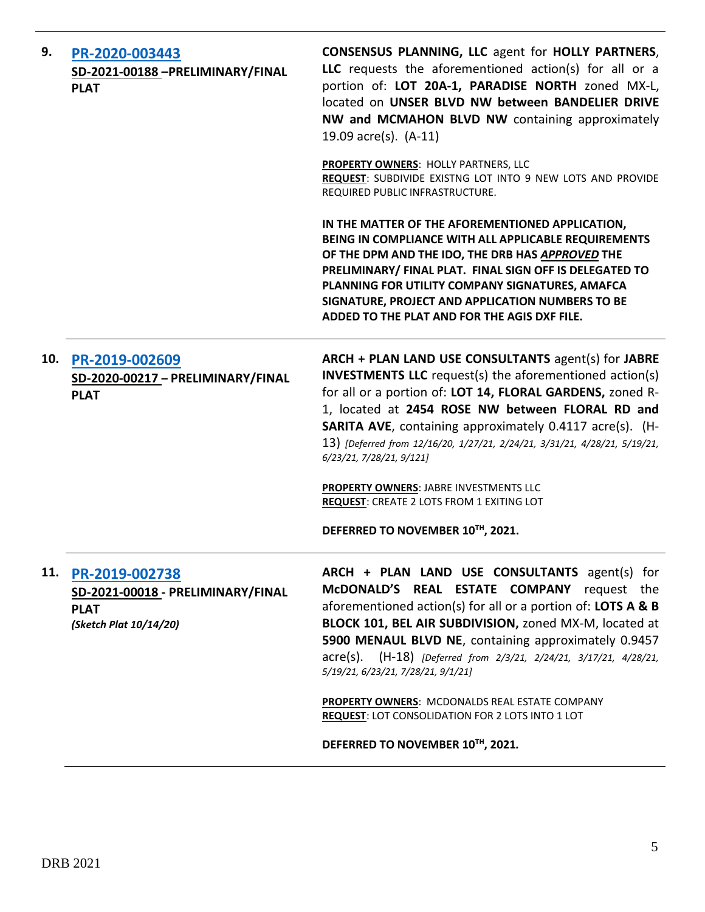**9. PR-2020-003443**
**SD-2021-00188 –PRELIMINARY/FINAL PLAT**

**CONSENSUS PLANNING, LLC** agent for **HOLLY PARTNERS, LLC** requests the aforementioned action(s) for all or a portion of: **LOT 20A-1, PARADISE NORTH** zoned MX-L, located on **UNSER BLVD NW between BANDELIER DRIVE NW and MCMAHON BLVD NW** containing approximately 19.09 acre(s). (A-11)

**PROPERTY OWNERS**: HOLLY PARTNERS, LLC
**REQUEST**: SUBDIVIDE EXISTNG LOT INTO 9 NEW LOTS AND PROVIDE REQUIRED PUBLIC INFRASTRUCTURE.

**IN THE MATTER OF THE AFOREMENTIONED APPLICATION, BEING IN COMPLIANCE WITH ALL APPLICABLE REQUIREMENTS OF THE DPM AND THE IDO, THE DRB HAS *APPROVED* THE PRELIMINARY/ FINAL PLAT. FINAL SIGN OFF IS DELEGATED TO PLANNING FOR UTILITY COMPANY SIGNATURES, AMAFCA SIGNATURE, PROJECT AND APPLICATION NUMBERS TO BE ADDED TO THE PLAT AND FOR THE AGIS DXF FILE.**

---

**10. PR-2019-002609**
**SD-2020-00217 – PRELIMINARY/FINAL PLAT**

**ARCH + PLAN LAND USE CONSULTANTS** agent(s) for **JABRE INVESTMENTS LLC** request(s) the aforementioned action(s) for all or a portion of: **LOT 14, FLORAL GARDENS,** zoned R-1, located at **2454 ROSE NW between FLORAL RD and SARITA AVE**, containing approximately 0.4117 acre(s). (H-13) *[Deferred from 12/16/20, 1/27/21, 2/24/21, 3/31/21, 4/28/21, 5/19/21, 6/23/21, 7/28/21, 9/121]*

**PROPERTY OWNERS**: JABRE INVESTMENTS LLC
**REQUEST**: CREATE 2 LOTS FROM 1 EXITING LOT

**DEFERRED TO NOVEMBER 10TH, 2021.**

---

**11. PR-2019-002738**
**SD-2021-00018 - PRELIMINARY/FINAL PLAT**
***(Sketch Plat 10/14/20)***

**ARCH + PLAN LAND USE CONSULTANTS** agent(s) for **McDONALD'S REAL ESTATE COMPANY** request the aforementioned action(s) for all or a portion of: **LOTS A & B BLOCK 101, BEL AIR SUBDIVISION,** zoned MX-M, located at **5900 MENAUL BLVD NE**, containing approximately 0.9457 acre(s). (H-18) *[Deferred from 2/3/21, 2/24/21, 3/17/21, 4/28/21, 5/19/21, 6/23/21, 7/28/21, 9/1/21]*

**PROPERTY OWNERS**: MCDONALDS REAL ESTATE COMPANY
**REQUEST**: LOT CONSOLIDATION FOR 2 LOTS INTO 1 LOT

**DEFERRED TO NOVEMBER 10TH, 2021.**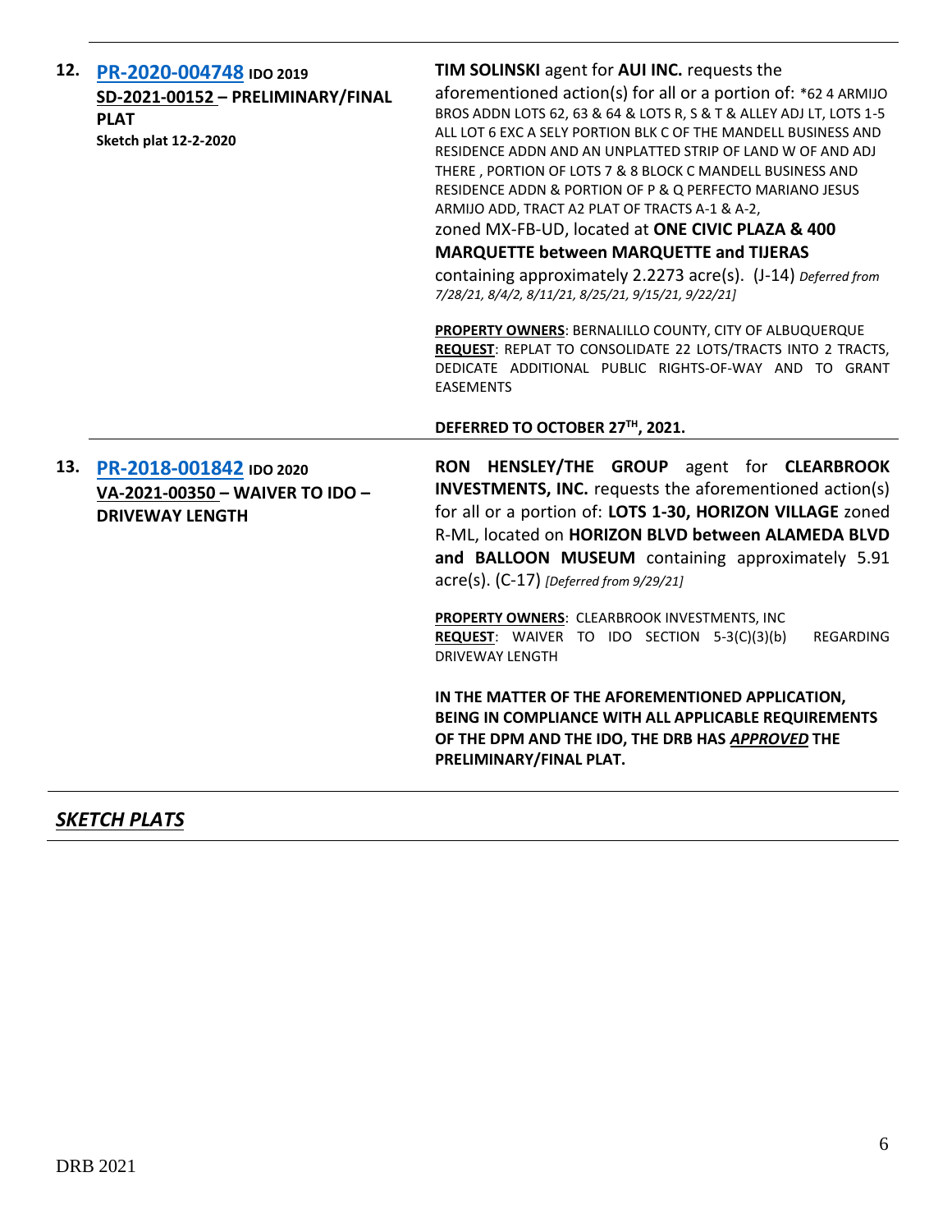| | | |
|---|---|---|
| **12.** | **PR-2020-004748** IDO 2019<br>**SD-2021-00152 – PRELIMINARY/FINAL PLAT**<br>**Sketch plat 12-2-2020** | **TIM SOLINSKI** agent for **AUI INC.** requests the aforementioned action(s) for all or a portion of: *62 4 ARMIJO BROS ADDN LOTS 62, 63 & 64 & LOTS R, S & T & ALLEY ADJ LT, LOTS 1-5 ALL LOT 6 EXC A SELY PORTION BLK C OF THE MANDELL BUSINESS AND RESIDENCE ADDN AND AN UNPLATTED STRIP OF LAND W OF AND ADJ THERE , PORTION OF LOTS 7 & 8 BLOCK C MANDELL BUSINESS AND RESIDENCE ADDN & PORTION OF P & Q PERFECTO MARIANO JESUS ARMIJO ADD, TRACT A2 PLAT OF TRACTS A-1 & A-2, zoned MX-FB-UD, located at **ONE CIVIC PLAZA & 400 MARQUETTE between MARQUETTE and TIJERAS** containing approximately 2.2273 acre(s). (J-14) *Deferred from 7/28/21, 8/4/2, 8/11/21, 8/25/21, 9/15/21, 9/22/21]*<br><br>**PROPERTY OWNERS**: BERNALILLO COUNTY, CITY OF ALBUQUERQUE<br>**REQUEST**: REPLAT TO CONSOLIDATE 22 LOTS/TRACTS INTO 2 TRACTS, DEDICATE ADDITIONAL PUBLIC RIGHTS-OF-WAY AND TO GRANT EASEMENTS<br><br>**DEFERRED TO OCTOBER 27TH, 2021.** |
| **13.** | **PR-2018-001842** IDO 2020<br>**VA-2021-00350 – WAIVER TO IDO – DRIVEWAY LENGTH** | **RON HENSLEY/THE GROUP** agent for **CLEARBROOK INVESTMENTS, INC.** requests the aforementioned action(s) for all or a portion of: **LOTS 1-30, HORIZON VILLAGE** zoned R-ML, located on **HORIZON BLVD between ALAMEDA BLVD and BALLOON MUSEUM** containing approximately 5.91 acre(s). (C-17) *[Deferred from 9/29/21]*<br><br>**PROPERTY OWNERS**: CLEARBROOK INVESTMENTS, INC<br>**REQUEST**: WAIVER TO IDO SECTION 5-3(C)(3)(b) REGARDING DRIVEWAY LENGTH<br><br>**IN THE MATTER OF THE AFOREMENTIONED APPLICATION, BEING IN COMPLIANCE WITH ALL APPLICABLE REQUIREMENTS OF THE DPM AND THE IDO, THE DRB HAS *APPROVED* THE PRELIMINARY/FINAL PLAT.** |

## *SKETCH PLATS*

DRB 2021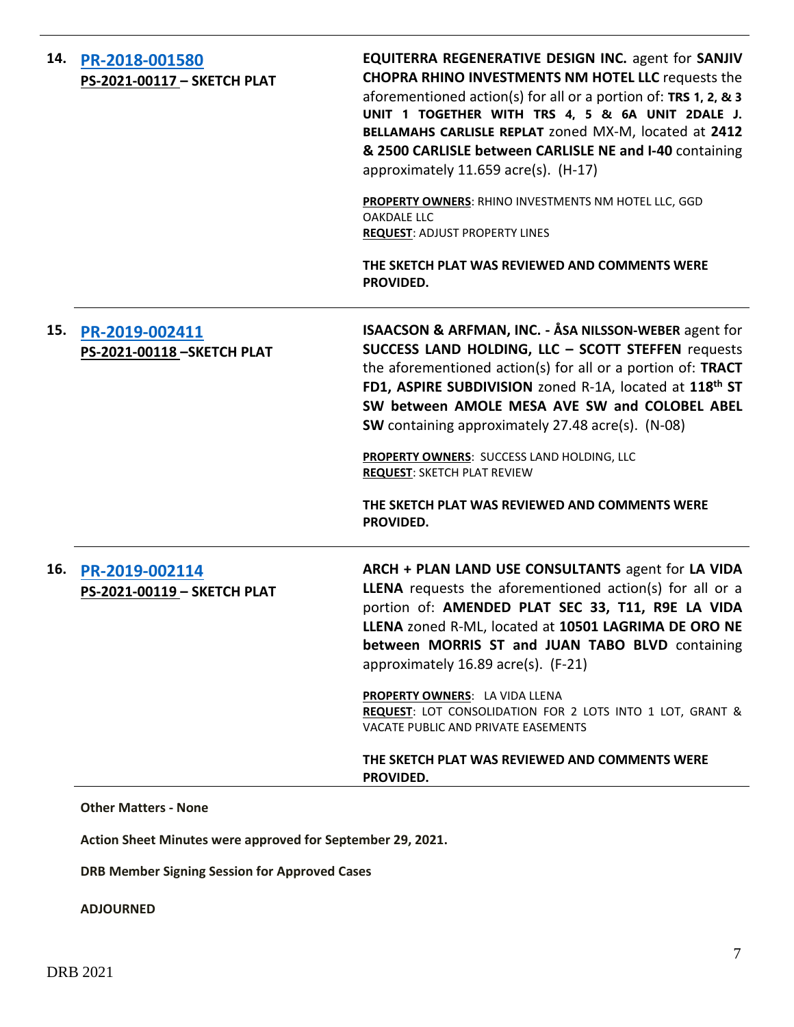**14. PR-2018-001580**
**PS-2021-00117 – SKETCH PLAT**

**EQUITERRA REGENERATIVE DESIGN INC.** agent for **SANJIV CHOPRA RHINO INVESTMENTS NM HOTEL LLC** requests the aforementioned action(s) for all or a portion of: **TRS 1, 2, & 3 UNIT 1 TOGETHER WITH TRS 4, 5 & 6A UNIT 2DALE J. BELLAMAHS CARLISLE REPLAT** zoned MX-M, located at **2412 & 2500 CARLISLE between CARLISLE NE and I-40** containing approximately 11.659 acre(s). (H-17)

**PROPERTY OWNERS**: RHINO INVESTMENTS NM HOTEL LLC, GGD OAKDALE LLC
**REQUEST**: ADJUST PROPERTY LINES

**THE SKETCH PLAT WAS REVIEWED AND COMMENTS WERE PROVIDED.**

---

**15. PR-2019-002411**
**PS-2021-00118 –SKETCH PLAT**

**ISAACSON & ARFMAN, INC. - ÅSA NILSSON-WEBER** agent for **SUCCESS LAND HOLDING, LLC – SCOTT STEFFEN** requests the aforementioned action(s) for all or a portion of: **TRACT FD1, ASPIRE SUBDIVISION** zoned R-1A, located at **118th ST SW between AMOLE MESA AVE SW and COLOBEL ABEL SW** containing approximately 27.48 acre(s). (N-08)

**PROPERTY OWNERS**: SUCCESS LAND HOLDING, LLC
**REQUEST**: SKETCH PLAT REVIEW

**THE SKETCH PLAT WAS REVIEWED AND COMMENTS WERE PROVIDED.**

---

**16. PR-2019-002114**
**PS-2021-00119 – SKETCH PLAT**

**ARCH + PLAN LAND USE CONSULTANTS** agent for **LA VIDA LLENA** requests the aforementioned action(s) for all or a portion of: **AMENDED PLAT SEC 33, T11, R9E LA VIDA LLENA** zoned R-ML, located at **10501 LAGRIMA DE ORO NE between MORRIS ST and JUAN TABO BLVD** containing approximately 16.89 acre(s). (F-21)

**PROPERTY OWNERS**: LA VIDA LLENA
**REQUEST**: LOT CONSOLIDATION FOR 2 LOTS INTO 1 LOT, GRANT & VACATE PUBLIC AND PRIVATE EASEMENTS

**THE SKETCH PLAT WAS REVIEWED AND COMMENTS WERE PROVIDED.**

---

**Other Matters - None**

**Action Sheet Minutes were approved for September 29, 2021.**

**DRB Member Signing Session for Approved Cases**

**ADJOURNED**